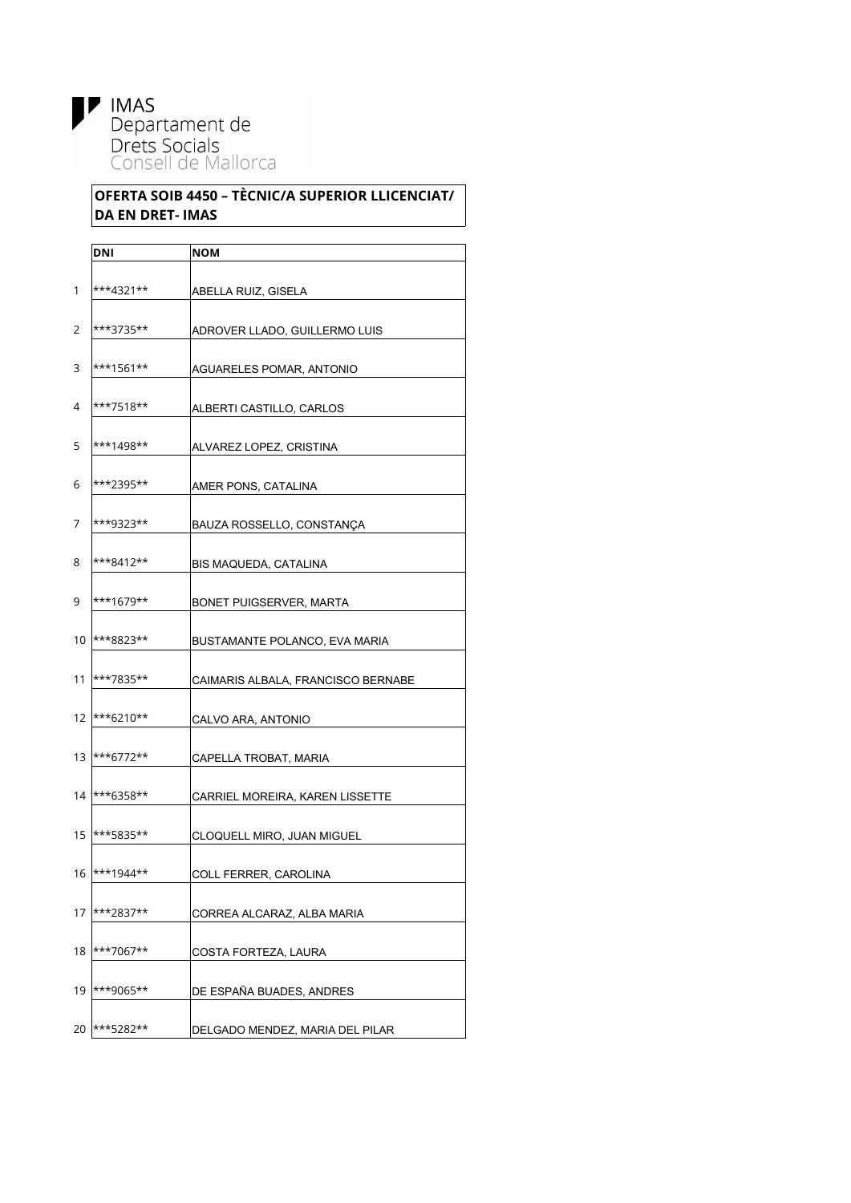IMAS
Departament de
Drets Socials
Consell de Mallorca

**OFERTA SOIB 4450 – TÈCNIC/A SUPERIOR LLICENCIAT/DA EN DRET- IMAS**

| | DNI | NOM |
|---|---|---|
| 1 | ***4321** | ABELLA RUIZ, GISELA |
| 2 | ***3735** | ADROVER LLADO, GUILLERMO LUIS |
| 3 | ***1561** | AGUARELES POMAR, ANTONIO |
| 4 | ***7518** | ALBERTI CASTILLO, CARLOS |
| 5 | ***1498** | ALVAREZ LOPEZ, CRISTINA |
| 6 | ***2395** | AMER PONS, CATALINA |
| 7 | ***9323** | BAUZA ROSSELLO, CONSTANÇA |
| 8 | ***8412** | BIS MAQUEDA, CATALINA |
| 9 | ***1679** | BONET PUIGSERVER, MARTA |
| 10 | ***8823** | BUSTAMANTE POLANCO, EVA MARIA |
| 11 | ***7835** | CAIMARIS ALBALA, FRANCISCO BERNABE |
| 12 | ***6210** | CALVO ARA, ANTONIO |
| 13 | ***6772** | CAPELLA TROBAT, MARIA |
| 14 | ***6358** | CARRIEL MOREIRA, KAREN LISSETTE |
| 15 | ***5835** | CLOQUELL MIRO, JUAN MIGUEL |
| 16 | ***1944** | COLL FERRER, CAROLINA |
| 17 | ***2837** | CORREA ALCARAZ, ALBA MARIA |
| 18 | ***7067** | COSTA FORTEZA, LAURA |
| 19 | ***9065** | DE ESPAÑA BUADES, ANDRES |
| 20 | ***5282** | DELGADO MENDEZ, MARIA DEL PILAR |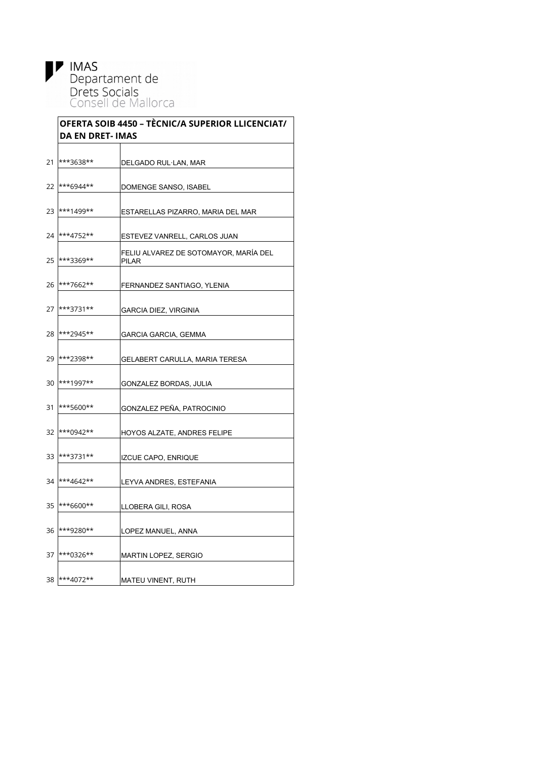IMAS
Departament de
Drets Socials
Consell de Mallorca

| | OFERTA SOIB 4450 – TÈCNIC/A SUPERIOR LLICENCIAT/DA EN DRET- IMAS | |
|---|---|---|
| 21 | ***3638** | DELGADO RUL·LAN, MAR |
| 22 | ***6944** | DOMENGE SANSO, ISABEL |
| 23 | ***1499** | ESTARELLAS PIZARRO, MARIA DEL MAR |
| 24 | ***4752** | ESTEVEZ VANRELL, CARLOS JUAN |
| 25 | ***3369** | FELIU ALVAREZ DE SOTOMAYOR, MARÍA DEL PILAR |
| 26 | ***7662** | FERNANDEZ SANTIAGO, YLENIA |
| 27 | ***3731** | GARCIA DIEZ, VIRGINIA |
| 28 | ***2945** | GARCIA GARCIA, GEMMA |
| 29 | ***2398** | GELABERT CARULLA, MARIA TERESA |
| 30 | ***1997** | GONZALEZ BORDAS, JULIA |
| 31 | ***5600** | GONZALEZ PEÑA, PATROCINIO |
| 32 | ***0942** | HOYOS ALZATE, ANDRES FELIPE |
| 33 | ***3731** | IZCUE CAPO, ENRIQUE |
| 34 | ***4642** | LEYVA ANDRES, ESTEFANIA |
| 35 | ***6600** | LLOBERA GILI, ROSA |
| 36 | ***9280** | LOPEZ MANUEL, ANNA |
| 37 | ***0326** | MARTIN LOPEZ, SERGIO |
| 38 | ***4072** | MATEU VINENT, RUTH |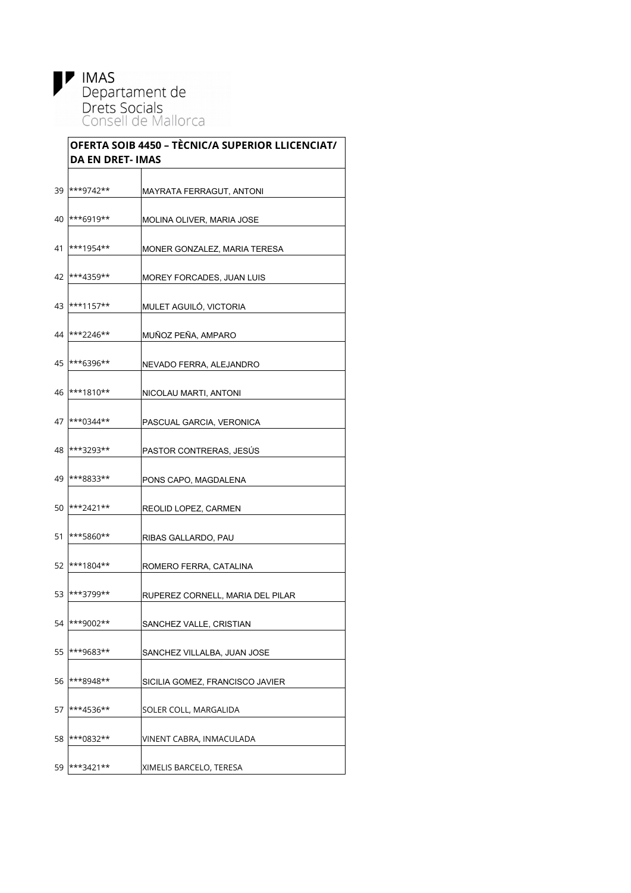IMAS
Departament de
Drets Socials
Consell de Mallorca

| | OFERTA SOIB 4450 – TÈCNIC/A SUPERIOR LLICENCIAT/ DA EN DRET- IMAS | |
|---|---|---|
| 39 | ***9742** | MAYRATA FERRAGUT, ANTONI |
| 40 | ***6919** | MOLINA OLIVER, MARIA JOSE |
| 41 | ***1954** | MONER GONZALEZ, MARIA TERESA |
| 42 | ***4359** | MOREY FORCADES, JUAN LUIS |
| 43 | ***1157** | MULET AGUILÓ, VICTORIA |
| 44 | ***2246** | MUÑOZ PEÑA, AMPARO |
| 45 | ***6396** | NEVADO FERRA, ALEJANDRO |
| 46 | ***1810** | NICOLAU MARTI, ANTONI |
| 47 | ***0344** | PASCUAL GARCIA, VERONICA |
| 48 | ***3293** | PASTOR CONTRERAS, JESÚS |
| 49 | ***8833** | PONS CAPO, MAGDALENA |
| 50 | ***2421** | REOLID LOPEZ, CARMEN |
| 51 | ***5860** | RIBAS GALLARDO, PAU |
| 52 | ***1804** | ROMERO FERRA, CATALINA |
| 53 | ***3799** | RUPEREZ CORNELL, MARIA DEL PILAR |
| 54 | ***9002** | SANCHEZ VALLE, CRISTIAN |
| 55 | ***9683** | SANCHEZ VILLALBA, JUAN JOSE |
| 56 | ***8948** | SICILIA GOMEZ, FRANCISCO JAVIER |
| 57 | ***4536** | SOLER COLL, MARGALIDA |
| 58 | ***0832** | VINENT CABRA, INMACULADA |
| 59 | ***3421** | XIMELIS BARCELO, TERESA |